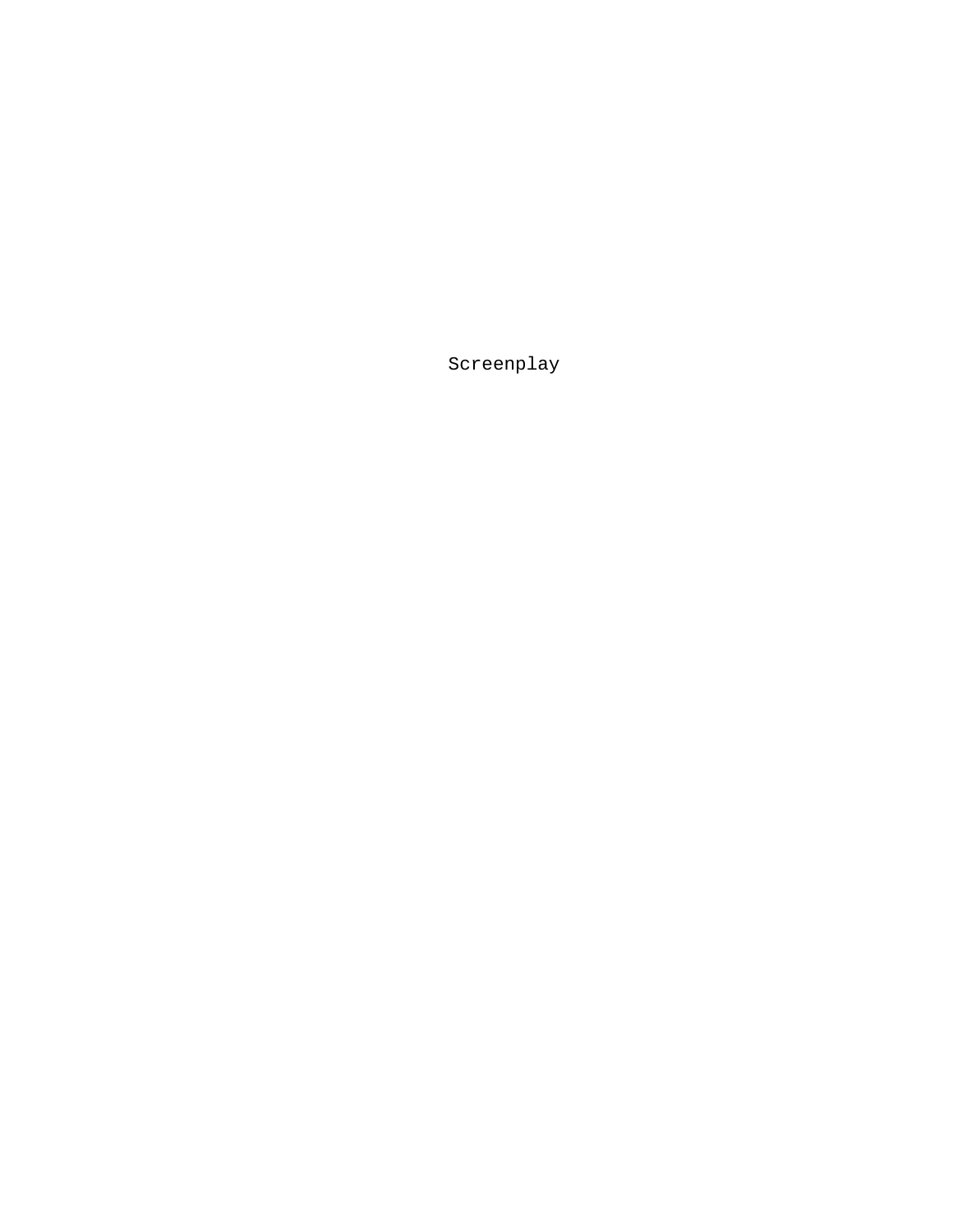Screenplay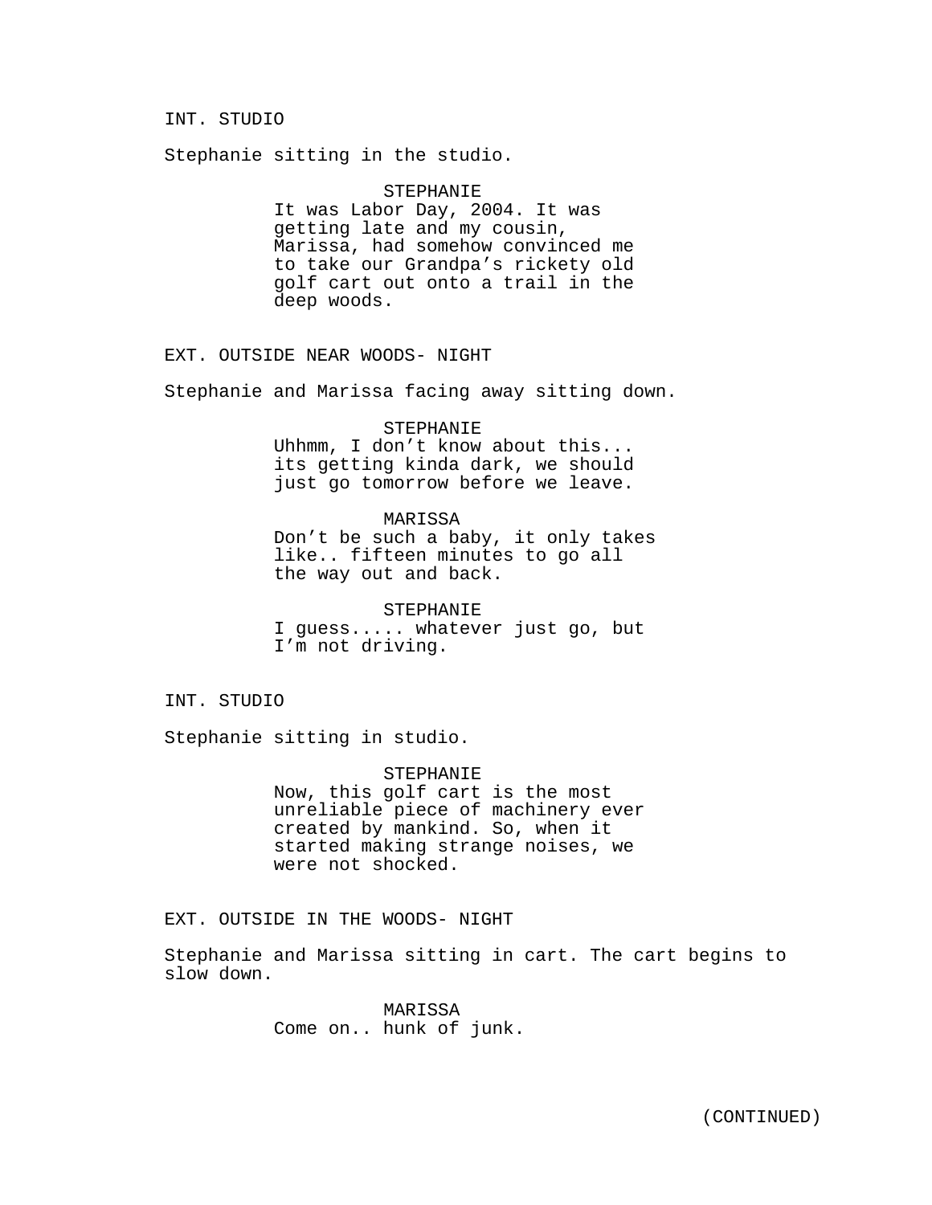INT. STUDIO

Stephanie sitting in the studio.

STEPHANIE
It was Labor Day, 2004. It was getting late and my cousin, Marissa, had somehow convinced me to take our Grandpa's rickety old golf cart out onto a trail in the deep woods.

EXT. OUTSIDE NEAR WOODS- NIGHT

Stephanie and Marissa facing away sitting down.

STEPHANIE
Uhhmm, I don't know about this... its getting kinda dark, we should just go tomorrow before we leave.

MARISSA
Don't be such a baby, it only takes like.. fifteen minutes to go all the way out and back.

STEPHANIE
I guess..... whatever just go, but I'm not driving.

INT. STUDIO

Stephanie sitting in studio.

STEPHANIE
Now, this golf cart is the most unreliable piece of machinery ever created by mankind. So, when it started making strange noises, we were not shocked.

EXT. OUTSIDE IN THE WOODS- NIGHT

Stephanie and Marissa sitting in cart. The cart begins to slow down.

MARISSA
Come on.. hunk of junk.

(CONTINUED)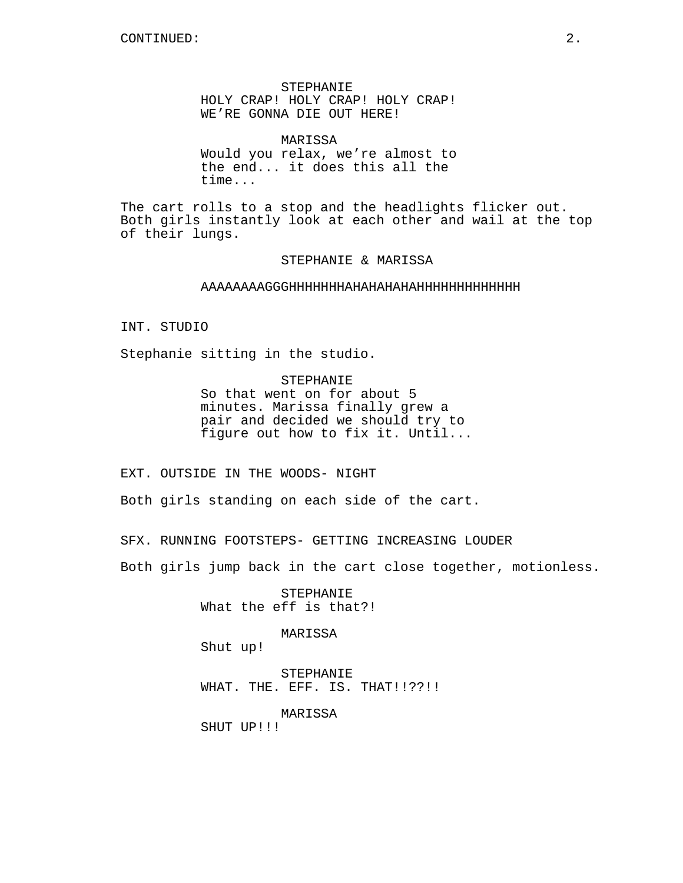STEPHANIE
HOLY CRAP! HOLY CRAP! HOLY CRAP!
WE’RE GONNA DIE OUT HERE!

MARISSA
Would you relax, we’re almost to the end... it does this all the time...

The cart rolls to a stop and the headlights flicker out. Both girls instantly look at each other and wail at the top of their lungs.

STEPHANIE & MARISSA
AAAAAAAAGGGHHHHHHHAHAHAHAHAHHHHHHHHHHHHH

INT. STUDIO

Stephanie sitting in the studio.

STEPHANIE
So that went on for about 5 minutes. Marissa finally grew a pair and decided we should try to figure out how to fix it. Until...

EXT. OUTSIDE IN THE WOODS- NIGHT

Both girls standing on each side of the cart.

SFX. RUNNING FOOTSTEPS- GETTING INCREASING LOUDER

Both girls jump back in the cart close together, motionless.

STEPHANIE
What the eff is that?!

MARISSA
Shut up!

STEPHANIE
WHAT. THE. EFF. IS. THAT!!??!!

MARISSA
SHUT UP!!!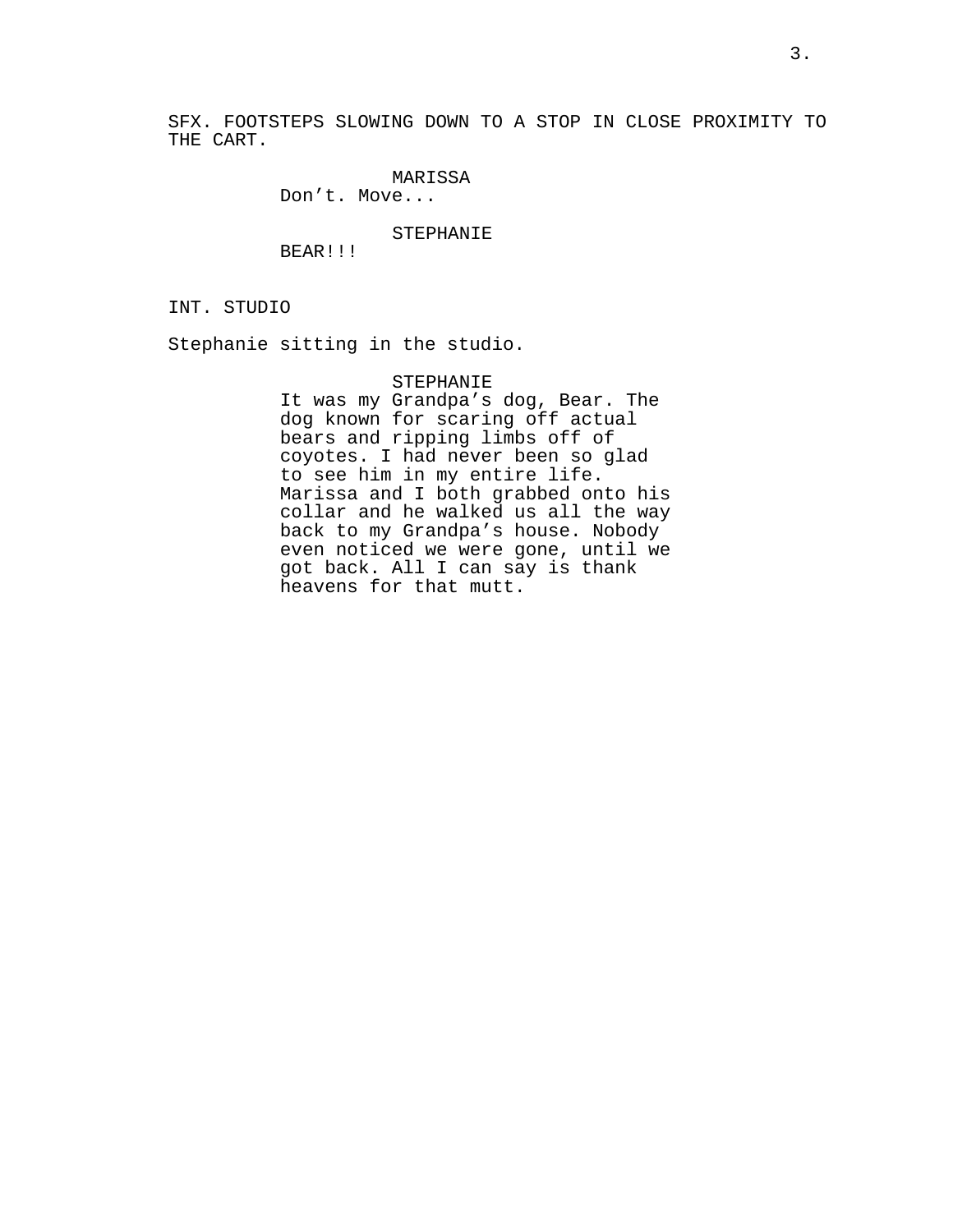SFX. FOOTSTEPS SLOWING DOWN TO A STOP IN CLOSE PROXIMITY TO THE CART.

MARISSA
Don't. Move...

STEPHANIE
BEAR!!!

INT. STUDIO

Stephanie sitting in the studio.

STEPHANIE
It was my Grandpa's dog, Bear. The dog known for scaring off actual bears and ripping limbs off of coyotes. I had never been so glad to see him in my entire life. Marissa and I both grabbed onto his collar and he walked us all the way back to my Grandpa's house. Nobody even noticed we were gone, until we got back. All I can say is thank heavens for that mutt.